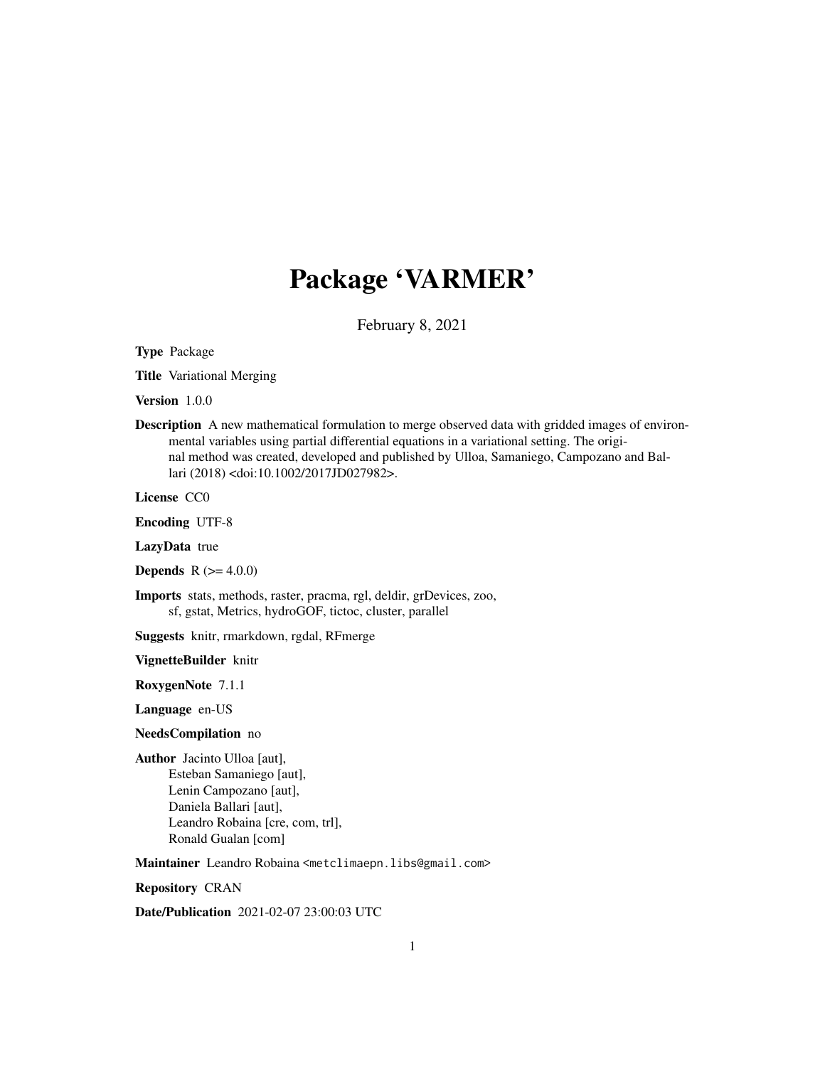# Package 'VARMER'

February 8, 2021

**Type** Package

**Title** Variational Merging

**Version** 1.0.0

**Description** A new mathematical formulation to merge observed data with gridded images of environmental variables using partial differential equations in a variational setting. The original method was created, developed and published by Ulloa, Samaniego, Campozano and Ballari (2018) <doi:10.1002/2017JD027982>.

**License** CC0

**Encoding** UTF-8

**LazyData** true

**Depends** R (>= 4.0.0)

**Imports** stats, methods, raster, pracma, rgl, deldir, grDevices, zoo, sf, gstat, Metrics, hydroGOF, tictoc, cluster, parallel

**Suggests** knitr, rmarkdown, rgdal, RFmerge

**VignetteBuilder** knitr

**RoxygenNote** 7.1.1

**Language** en-US

**NeedsCompilation** no

**Author** Jacinto Ulloa [aut],
Esteban Samaniego [aut],
Lenin Campozano [aut],
Daniela Ballari [aut],
Leandro Robaina [cre, com, trl],
Ronald Gualan [com]

**Maintainer** Leandro Robaina <metclimaepn.libs@gmail.com>

**Repository** CRAN

**Date/Publication** 2021-02-07 23:00:03 UTC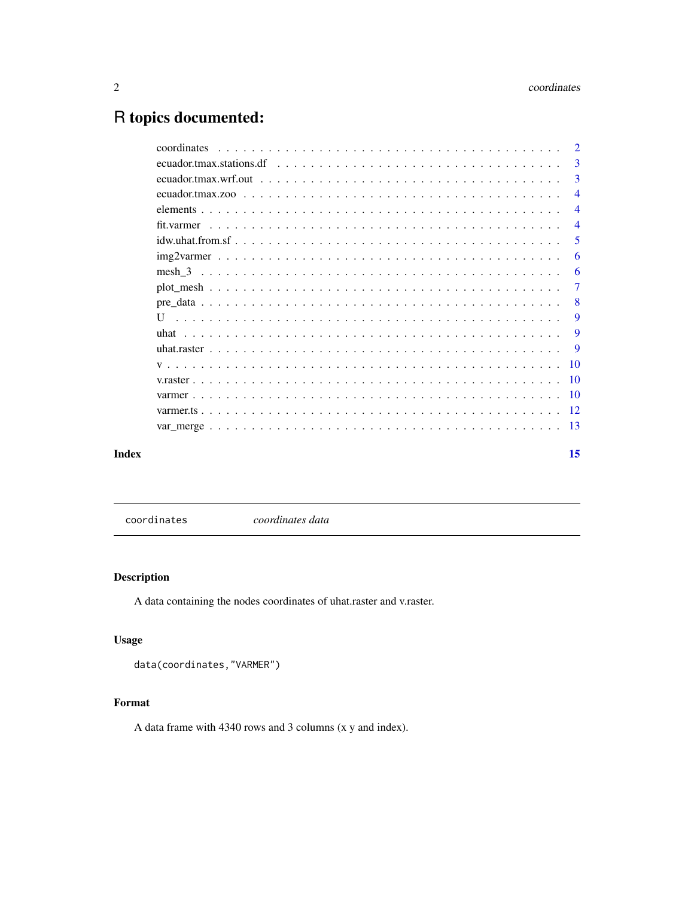# R topics documented:

| | |
|---|---|
| coordinates | 2 |
| ecuador.tmax.stations.df | 3 |
| ecuador.tmax.wrf.out | 3 |
| ecuador.tmax.zoo | 4 |
| elements | 4 |
| fit.varmer | 4 |
| idw.uhat.from.sf | 5 |
| img2varmer | 6 |
| mesh_3 | 6 |
| plot_mesh | 7 |
| pre_data | 8 |
| U | 9 |
| uhat | 9 |
| uhat.raster | 9 |
| v | 10 |
| v.raster | 10 |
| varmer | 10 |
| varmer.ts | 12 |
| var_merge | 13 |

**Index** 15

---

`coordinates` *coordinates data*

---

## Description

A data containing the nodes coordinates of uhat.raster and v.raster.

## Usage

```
data(coordinates,"VARMER")
```

## Format

A data frame with 4340 rows and 3 columns (x y and index).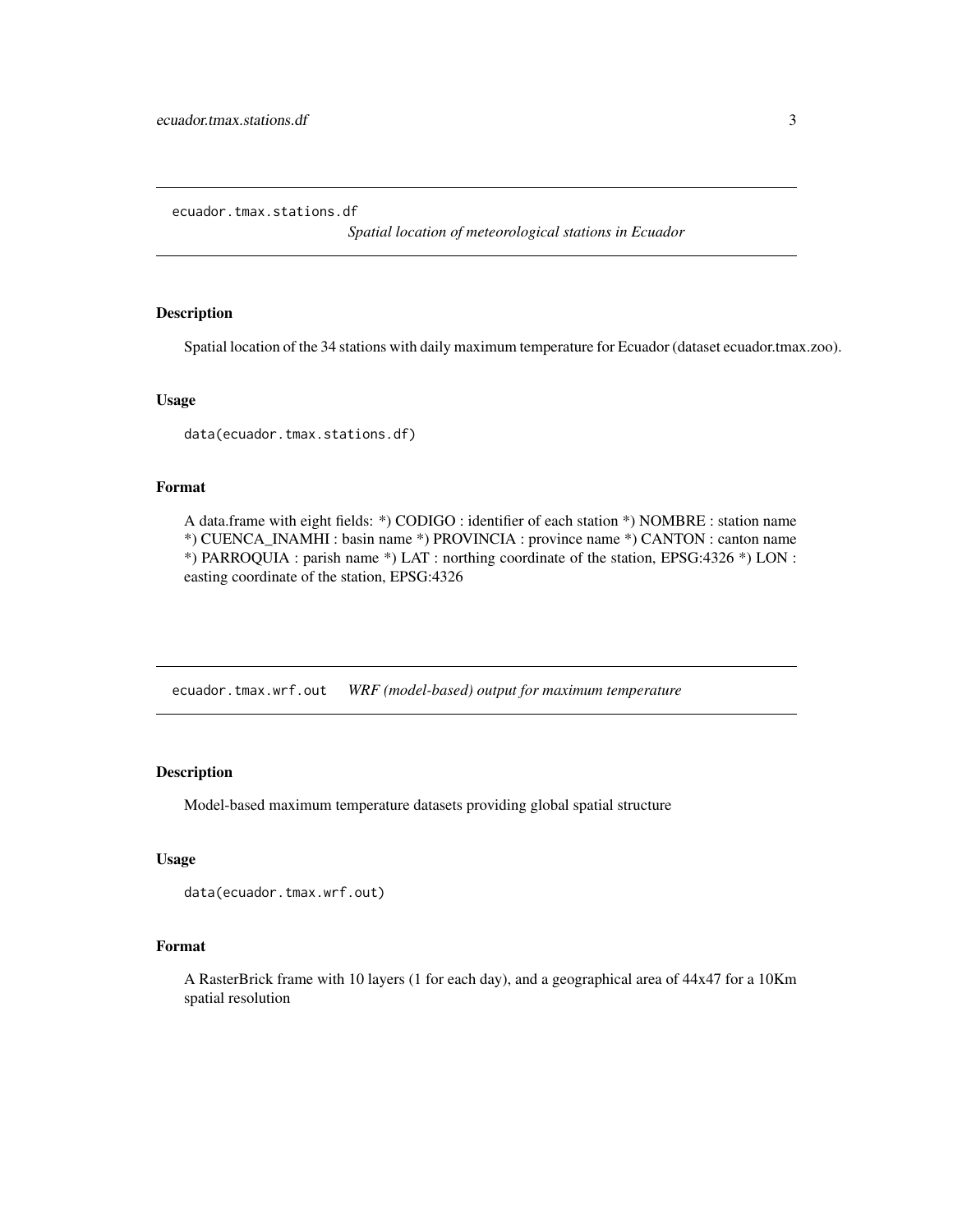## ecuador.tmax.stations.df

*Spatial location of meteorological stations in Ecuador*

### Description

Spatial location of the 34 stations with daily maximum temperature for Ecuador (dataset ecuador.tmax.zoo).

### Usage

```
data(ecuador.tmax.stations.df)
```

### Format

A data.frame with eight fields: *) CODIGO : identifier of each station *) NOMBRE : station name *) CUENCA_INAMHI : basin name *) PROVINCIA : province name *) CANTON : canton name *) PARROQUIA : parish name *) LAT : northing coordinate of the station, EPSG:4326 *) LON : easting coordinate of the station, EPSG:4326

## ecuador.tmax.wrf.out

*WRF (model-based) output for maximum temperature*

### Description

Model-based maximum temperature datasets providing global spatial structure

### Usage

```
data(ecuador.tmax.wrf.out)
```

### Format

A RasterBrick frame with 10 layers (1 for each day), and a geographical area of 44x47 for a 10Km spatial resolution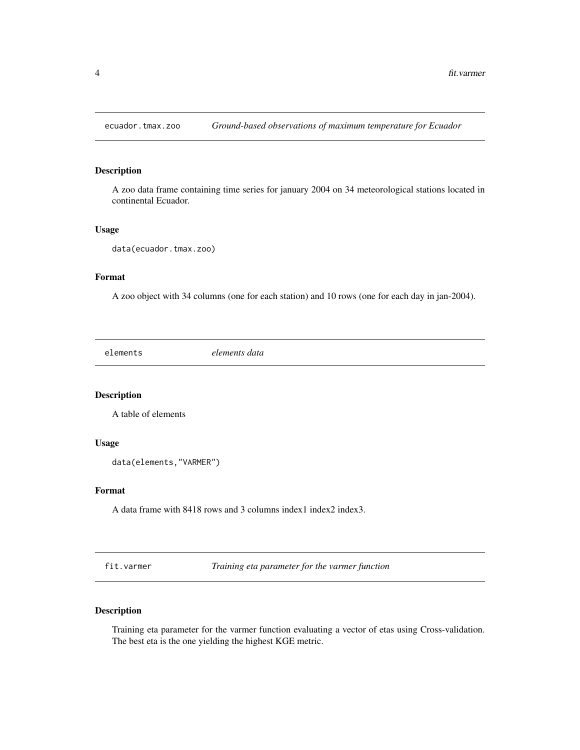## ecuador.tmax.zoo — *Ground-based observations of maximum temperature for Ecuador*

### Description

A zoo data frame containing time series for january 2004 on 34 meteorological stations located in continental Ecuador.

### Usage

```
data(ecuador.tmax.zoo)
```

### Format

A zoo object with 34 columns (one for each station) and 10 rows (one for each day in jan-2004).

## elements — *elements data*

### Description

A table of elements

### Usage

```
data(elements,"VARMER")
```

### Format

A data frame with 8418 rows and 3 columns index1 index2 index3.

## fit.varmer — *Training eta parameter for the varmer function*

### Description

Training eta parameter for the varmer function evaluating a vector of etas using Cross-validation. The best eta is the one yielding the highest KGE metric.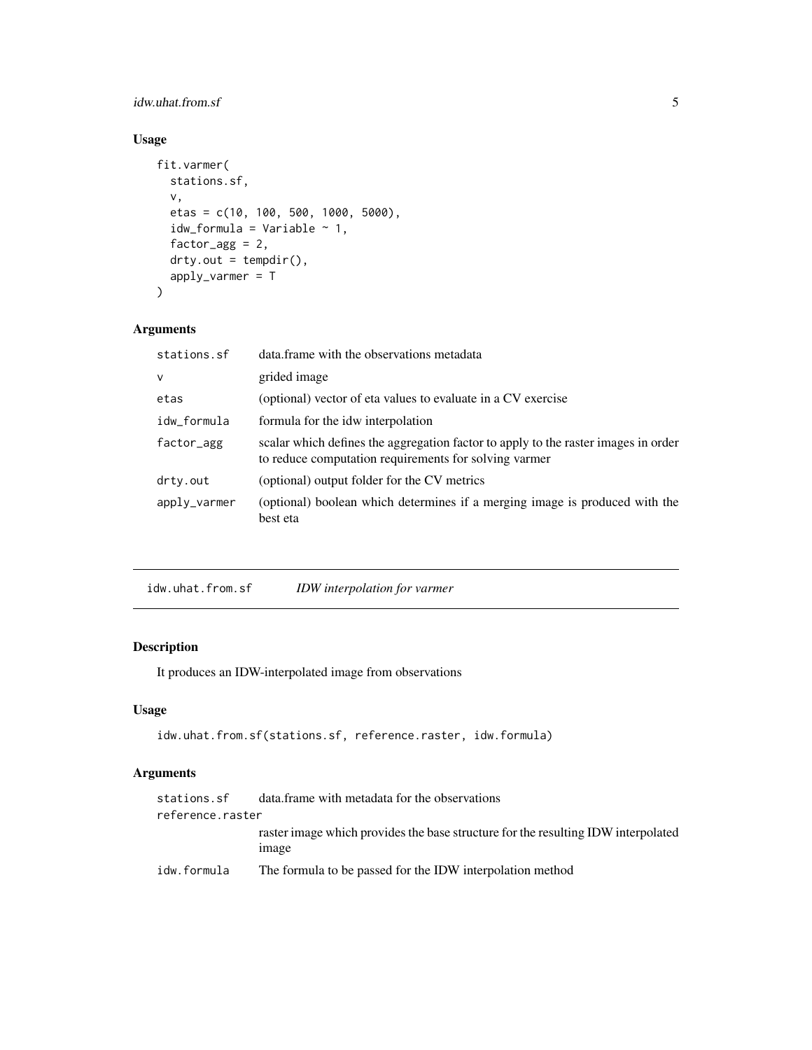## Usage

```
fit.varmer(
  stations.sf,
  v,
  etas = c(10, 100, 500, 1000, 5000),
  idw_formula = Variable ~ 1,
  factor_agg = 2,
  drty.out = tempdir(),
  apply_varmer = T
)
```

## Arguments

| | |
|---|---|
| stations.sf | data.frame with the observations metadata |
| v | grided image |
| etas | (optional) vector of eta values to evaluate in a CV exercise |
| idw_formula | formula for the idw interpolation |
| factor_agg | scalar which defines the aggregation factor to apply to the raster images in order to reduce computation requirements for solving varmer |
| drty.out | (optional) output folder for the CV metrics |
| apply_varmer | (optional) boolean which determines if a merging image is produced with the best eta |

---

# idw.uhat.from.sf — *IDW interpolation for varmer*

## Description

It produces an IDW-interpolated image from observations

## Usage

```
idw.uhat.from.sf(stations.sf, reference.raster, idw.formula)
```

## Arguments

| | |
|---|---|
| stations.sf | data.frame with metadata for the observations |
| reference.raster | raster image which provides the base structure for the resulting IDW interpolated image |
| idw.formula | The formula to be passed for the IDW interpolation method |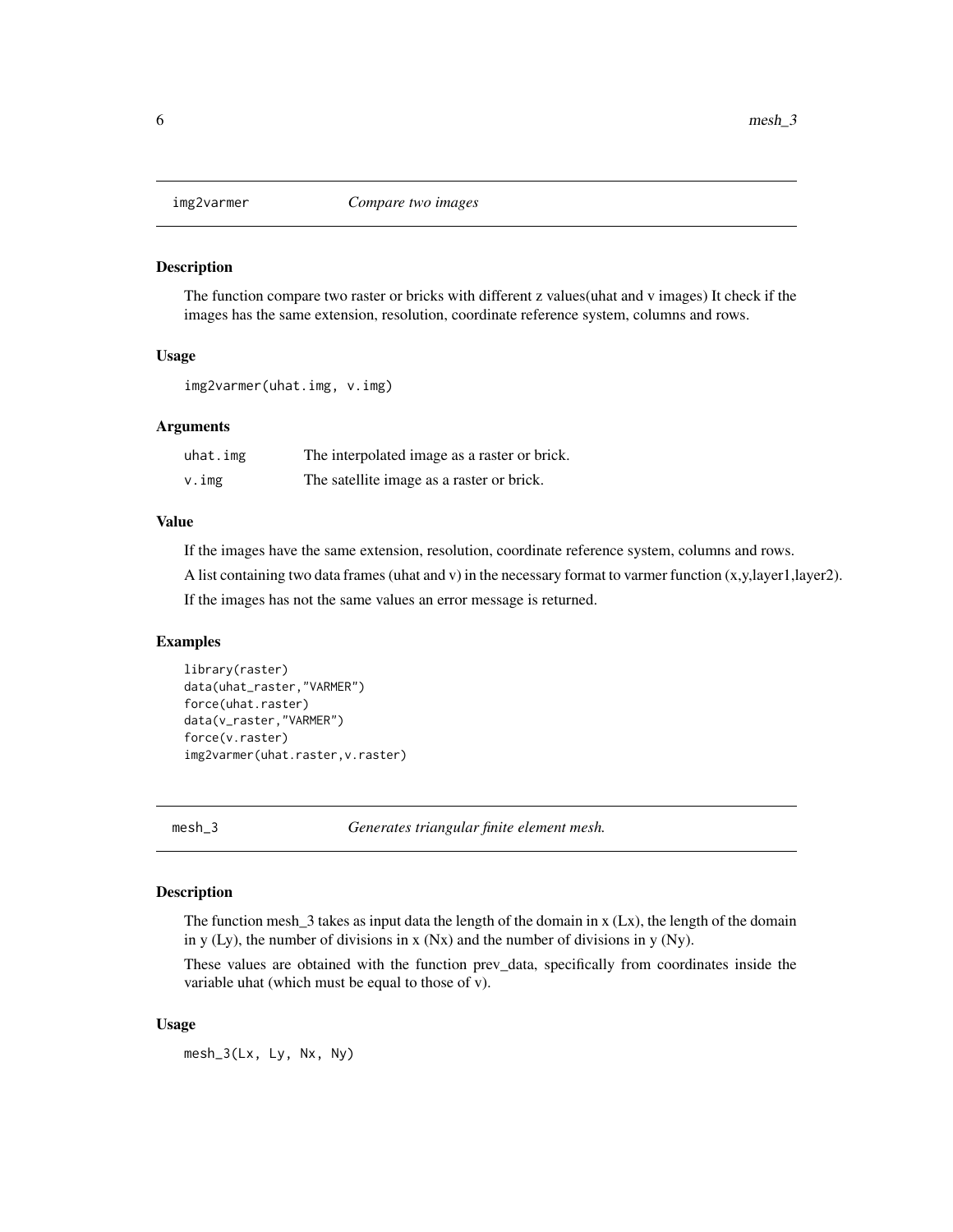## img2varmer — *Compare two images*

### Description

The function compare two raster or bricks with different z values(uhat and v images) It check if the images has the same extension, resolution, coordinate reference system, columns and rows.

### Usage

```
img2varmer(uhat.img, v.img)
```

### Arguments

| | |
|---|---|
| uhat.img | The interpolated image as a raster or brick. |
| v.img | The satellite image as a raster or brick. |

### Value

If the images have the same extension, resolution, coordinate reference system, columns and rows.

A list containing two data frames (uhat and v) in the necessary format to varmer function (x,y,layer1,layer2).

If the images has not the same values an error message is returned.

### Examples

```
library(raster)
data(uhat_raster,"VARMER")
force(uhat.raster)
data(v_raster,"VARMER")
force(v.raster)
img2varmer(uhat.raster,v.raster)
```

## mesh_3 — *Generates triangular finite element mesh.*

### Description

The function mesh_3 takes as input data the length of the domain in x (Lx), the length of the domain in y (Ly), the number of divisions in x (Nx) and the number of divisions in y (Ny).

These values are obtained with the function prev_data, specifically from coordinates inside the variable uhat (which must be equal to those of v).

### Usage

```
mesh_3(Lx, Ly, Nx, Ny)
```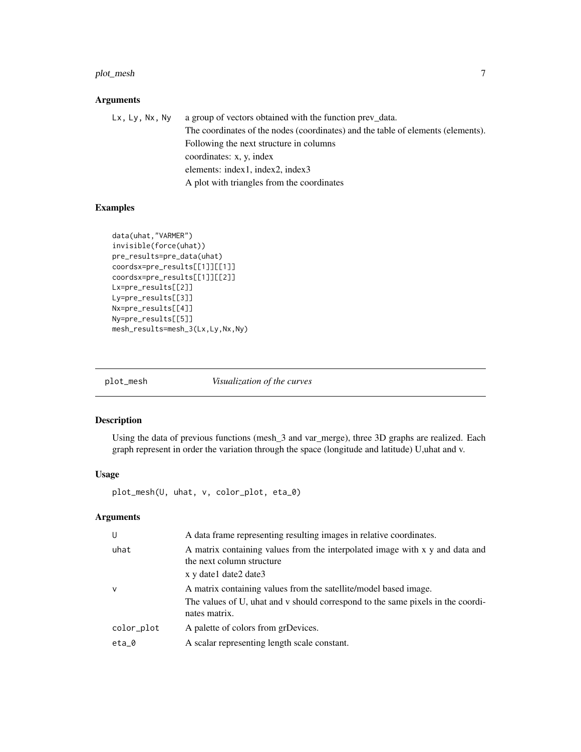### Arguments

| | |
|---|---|
| Lx, Ly, Nx, Ny | a group of vectors obtained with the function prev_data.<br>The coordinates of the nodes (coordinates) and the table of elements (elements).<br>Following the next structure in columns<br>coordinates: x, y, index<br>elements: index1, index2, index3<br>A plot with triangles from the coordinates |

### Examples

```
data(uhat,"VARMER")
invisible(force(uhat))
pre_results=pre_data(uhat)
coordsx=pre_results[[1]][[1]]
coordsx=pre_results[[1]][[2]]
Lx=pre_results[[2]]
Ly=pre_results[[3]]
Nx=pre_results[[4]]
Ny=pre_results[[5]]
mesh_results=mesh_3(Lx,Ly,Nx,Ny)
```

---

## plot_mesh &nbsp;&nbsp;&nbsp; *Visualization of the curves*

---

### Description

Using the data of previous functions (mesh_3 and var_merge), three 3D graphs are realized. Each graph represent in order the variation through the space (longitude and latitude) U,uhat and v.

### Usage

```
plot_mesh(U, uhat, v, color_plot, eta_0)
```

### Arguments

| | |
|---|---|
| U | A data frame representing resulting images in relative coordinates. |
| uhat | A matrix containing values from the interpolated image with x y and data and the next column structure<br>x y date1 date2 date3 |
| v | A matrix containing values from the satellite/model based image.<br>The values of U, uhat and v should correspond to the same pixels in the coordinates matrix. |
| color_plot | A palette of colors from grDevices. |
| eta_0 | A scalar representing length scale constant. |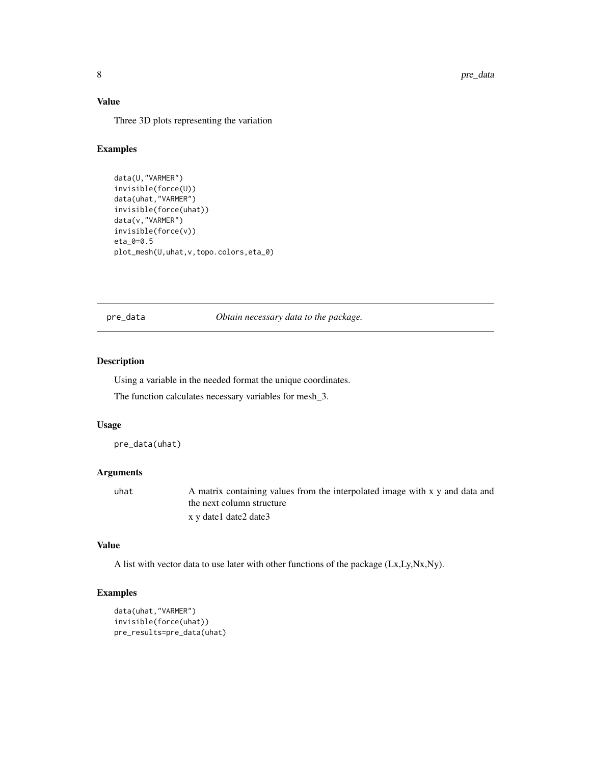### Value

Three 3D plots representing the variation

### Examples

```
data(U,"VARMER")
invisible(force(U))
data(uhat,"VARMER")
invisible(force(uhat))
data(v,"VARMER")
invisible(force(v))
eta_0=0.5
plot_mesh(U,uhat,v,topo.colors,eta_0)
```

---

## pre_data — *Obtain necessary data to the package.*

---

### Description

Using a variable in the needed format the unique coordinates.

The function calculates necessary variables for mesh_3.

### Usage

```
pre_data(uhat)
```

### Arguments

| | |
|---|---|
| uhat | A matrix containing values from the interpolated image with x y and data and the next column structure<br>x y date1 date2 date3 |

### Value

A list with vector data to use later with other functions of the package (Lx,Ly,Nx,Ny).

### Examples

```
data(uhat,"VARMER")
invisible(force(uhat))
pre_results=pre_data(uhat)
```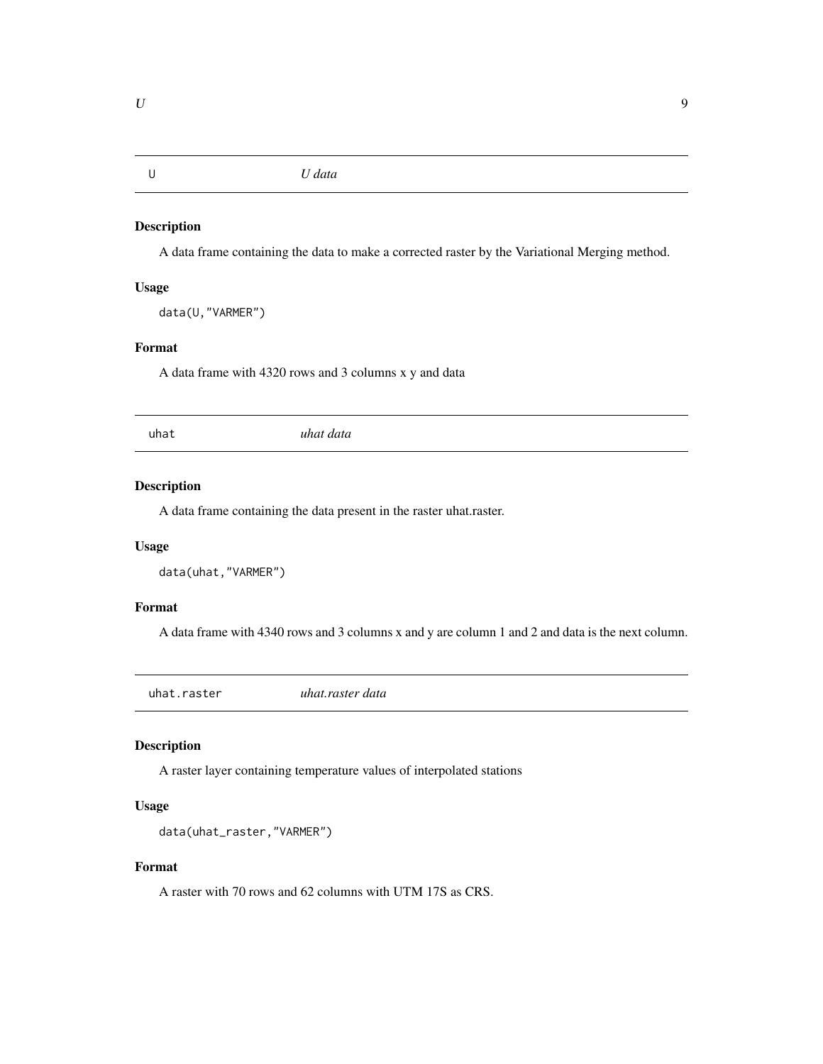## U — *U data*

### Description

A data frame containing the data to make a corrected raster by the Variational Merging method.

### Usage

```
data(U,"VARMER")
```

### Format

A data frame with 4320 rows and 3 columns x y and data

## uhat — *uhat data*

### Description

A data frame containing the data present in the raster uhat.raster.

### Usage

```
data(uhat,"VARMER")
```

### Format

A data frame with 4340 rows and 3 columns x and y are column 1 and 2 and data is the next column.

## uhat.raster — *uhat.raster data*

### Description

A raster layer containing temperature values of interpolated stations

### Usage

```
data(uhat_raster,"VARMER")
```

### Format

A raster with 70 rows and 62 columns with UTM 17S as CRS.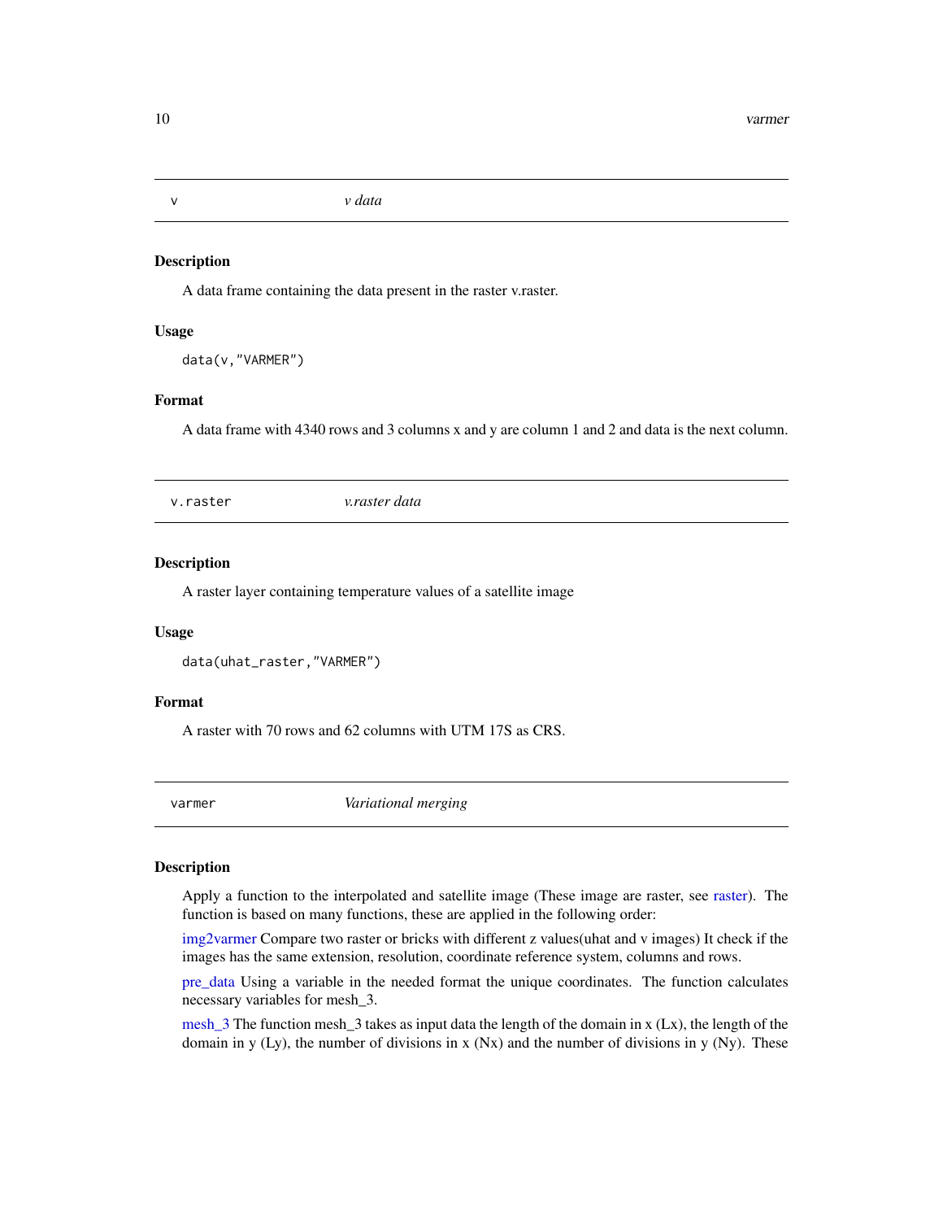## v — *v data*

### Description

A data frame containing the data present in the raster v.raster.

### Usage

```
data(v,"VARMER")
```

### Format

A data frame with 4340 rows and 3 columns x and y are column 1 and 2 and data is the next column.

## v.raster — *v.raster data*

### Description

A raster layer containing temperature values of a satellite image

### Usage

```
data(uhat_raster,"VARMER")
```

### Format

A raster with 70 rows and 62 columns with UTM 17S as CRS.

## varmer — *Variational merging*

### Description

Apply a function to the interpolated and satellite image (These image are raster, see raster). The function is based on many functions, these are applied in the following order:

img2varmer Compare two raster or bricks with different z values(uhat and v images) It check if the images has the same extension, resolution, coordinate reference system, columns and rows.

pre_data Using a variable in the needed format the unique coordinates. The function calculates necessary variables for mesh_3.

mesh_3 The function mesh_3 takes as input data the length of the domain in x (Lx), the length of the domain in y (Ly), the number of divisions in x (Nx) and the number of divisions in y (Ny). These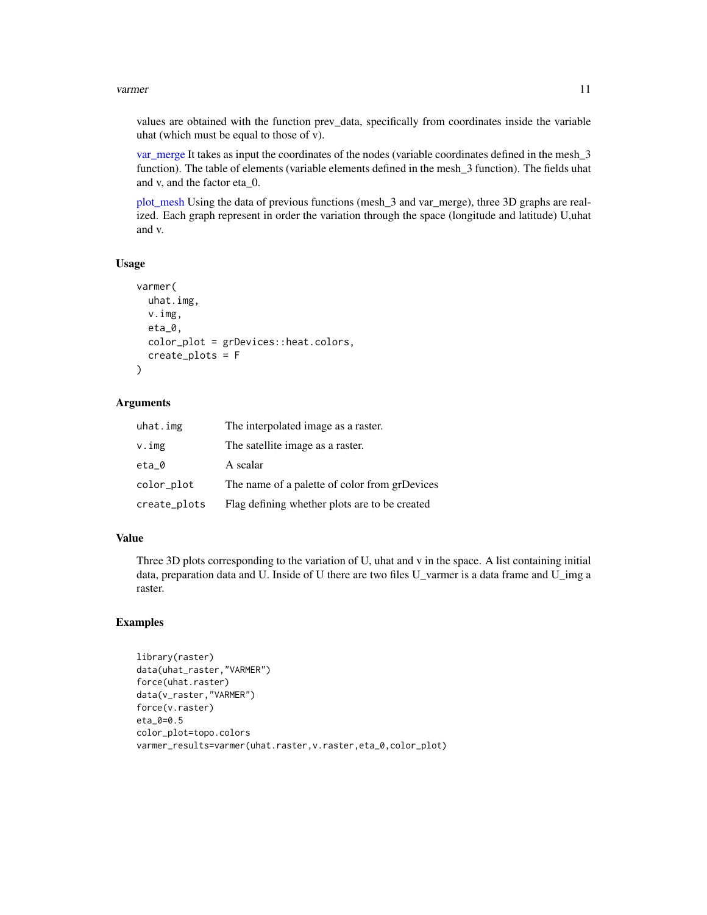values are obtained with the function prev_data, specifically from coordinates inside the variable uhat (which must be equal to those of v).

var_merge It takes as input the coordinates of the nodes (variable coordinates defined in the mesh_3 function). The table of elements (variable elements defined in the mesh_3 function). The fields uhat and v, and the factor eta_0.

plot_mesh Using the data of previous functions (mesh_3 and var_merge), three 3D graphs are realized. Each graph represent in order the variation through the space (longitude and latitude) U,uhat and v.

## Usage

```
varmer(
  uhat.img,
  v.img,
  eta_0,
  color_plot = grDevices::heat.colors,
  create_plots = F
)
```

## Arguments

| | |
|---|---|
| uhat.img | The interpolated image as a raster. |
| v.img | The satellite image as a raster. |
| eta_0 | A scalar |
| color_plot | The name of a palette of color from grDevices |
| create_plots | Flag defining whether plots are to be created |

## Value

Three 3D plots corresponding to the variation of U, uhat and v in the space. A list containing initial data, preparation data and U. Inside of U there are two files U_varmer is a data frame and U_img a raster.

## Examples

```
library(raster)
data(uhat_raster,"VARMER")
force(uhat.raster)
data(v_raster,"VARMER")
force(v.raster)
eta_0=0.5
color_plot=topo.colors
varmer_results=varmer(uhat.raster,v.raster,eta_0,color_plot)
```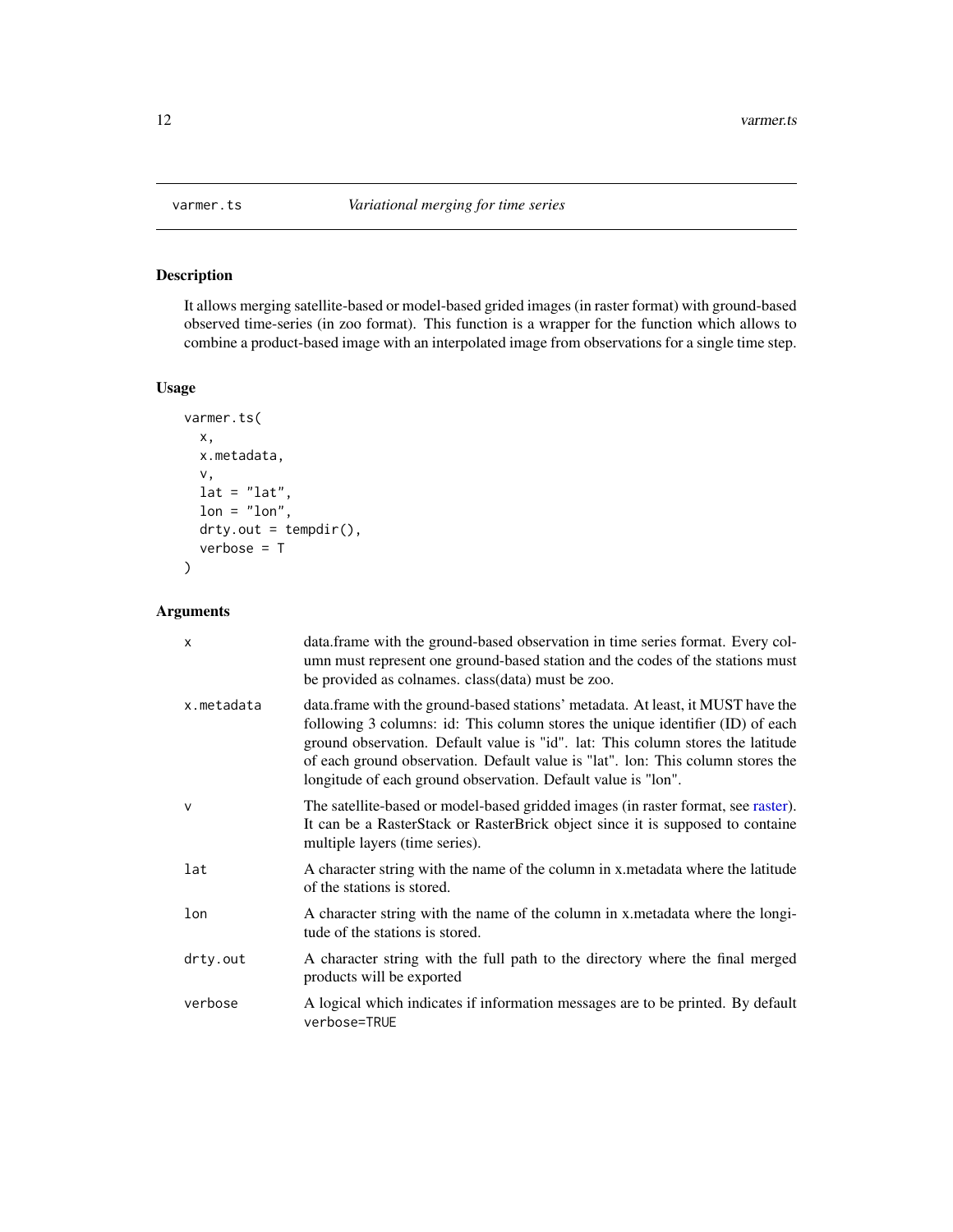# varmer.ts — *Variational merging for time series*

## Description

It allows merging satellite-based or model-based grided images (in raster format) with ground-based observed time-series (in zoo format). This function is a wrapper for the function which allows to combine a product-based image with an interpolated image from observations for a single time step.

## Usage

```
varmer.ts(
  x,
  x.metadata,
  v,
  lat = "lat",
  lon = "lon",
  drty.out = tempdir(),
  verbose = T
)
```

## Arguments

| Argument | Description |
| --- | --- |
| `x` | data.frame with the ground-based observation in time series format. Every column must represent one ground-based station and the codes of the stations must be provided as colnames. class(data) must be zoo. |
| `x.metadata` | data.frame with the ground-based stations' metadata. At least, it MUST have the following 3 columns: id: This column stores the unique identifier (ID) of each ground observation. Default value is "id". lat: This column stores the latitude of each ground observation. Default value is "lat". lon: This column stores the longitude of each ground observation. Default value is "lon". |
| `v` | The satellite-based or model-based gridded images (in raster format, see raster). It can be a RasterStack or RasterBrick object since it is supposed to containe multiple layers (time series). |
| `lat` | A character string with the name of the column in x.metadata where the latitude of the stations is stored. |
| `lon` | A character string with the name of the column in x.metadata where the longitude of the stations is stored. |
| `drty.out` | A character string with the full path to the directory where the final merged products will be exported |
| `verbose` | A logical which indicates if information messages are to be printed. By default `verbose=TRUE` |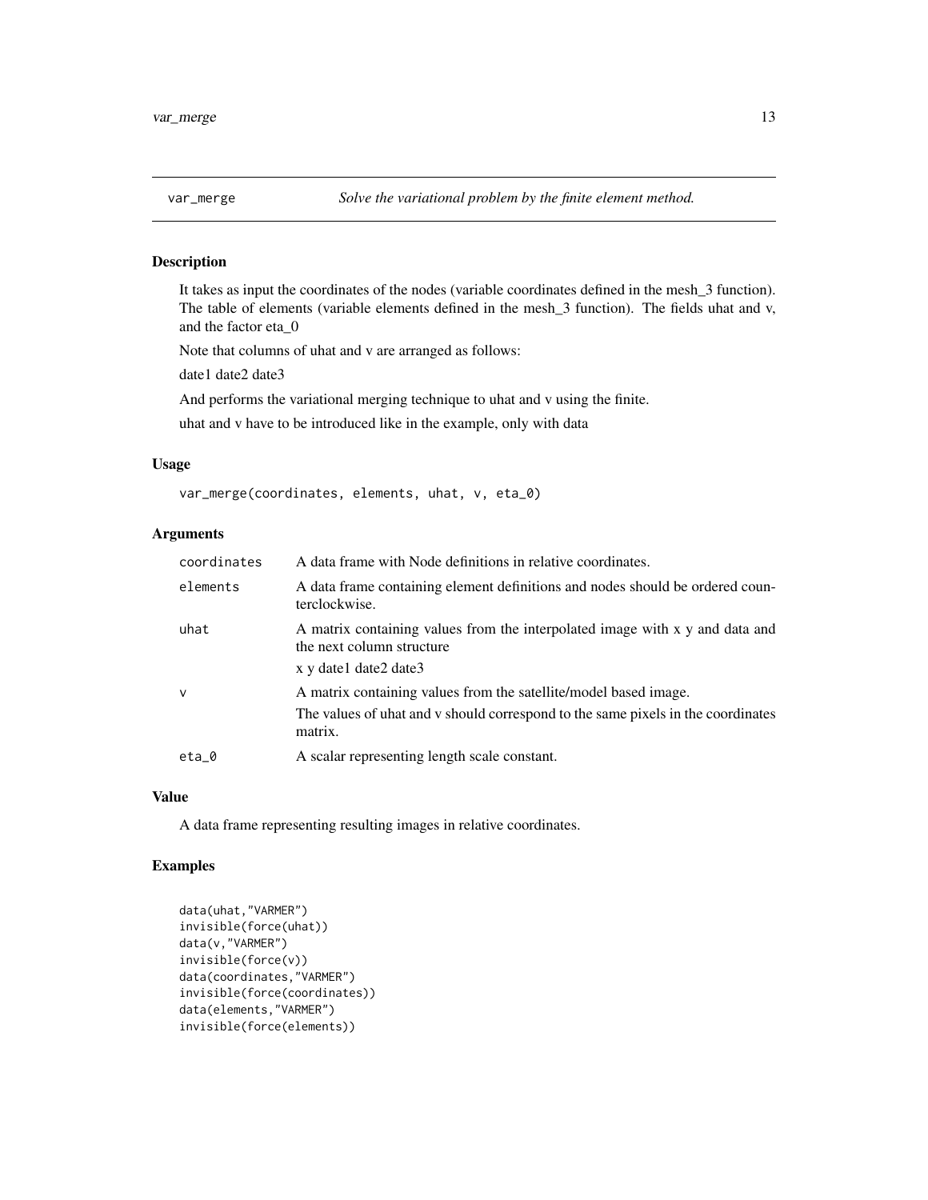## var_merge — *Solve the variational problem by the finite element method.*

### Description

It takes as input the coordinates of the nodes (variable coordinates defined in the mesh_3 function). The table of elements (variable elements defined in the mesh_3 function). The fields uhat and v, and the factor eta_0

Note that columns of uhat and v are arranged as follows:

date1 date2 date3

And performs the variational merging technique to uhat and v using the finite.

uhat and v have to be introduced like in the example, only with data

### Usage

```
var_merge(coordinates, elements, uhat, v, eta_0)
```

### Arguments

| | |
|---|---|
| `coordinates` | A data frame with Node definitions in relative coordinates. |
| `elements` | A data frame containing element definitions and nodes should be ordered counterclockwise. |
| `uhat` | A matrix containing values from the interpolated image with x y and data and the next column structure<br>x y date1 date2 date3 |
| `v` | A matrix containing values from the satellite/model based image.<br>The values of uhat and v should correspond to the same pixels in the coordinates matrix. |
| `eta_0` | A scalar representing length scale constant. |

### Value

A data frame representing resulting images in relative coordinates.

### Examples

```
data(uhat,"VARMER")
invisible(force(uhat))
data(v,"VARMER")
invisible(force(v))
data(coordinates,"VARMER")
invisible(force(coordinates))
data(elements,"VARMER")
invisible(force(elements))
```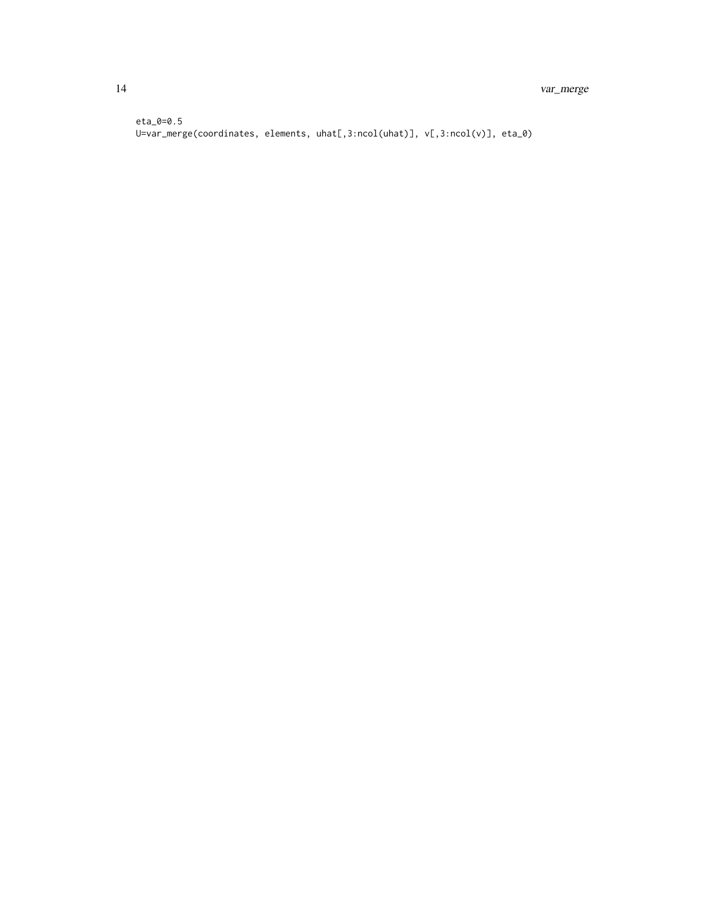```
eta_0=0.5
U=var_merge(coordinates, elements, uhat[,3:ncol(uhat)], v[,3:ncol(v)], eta_0)
```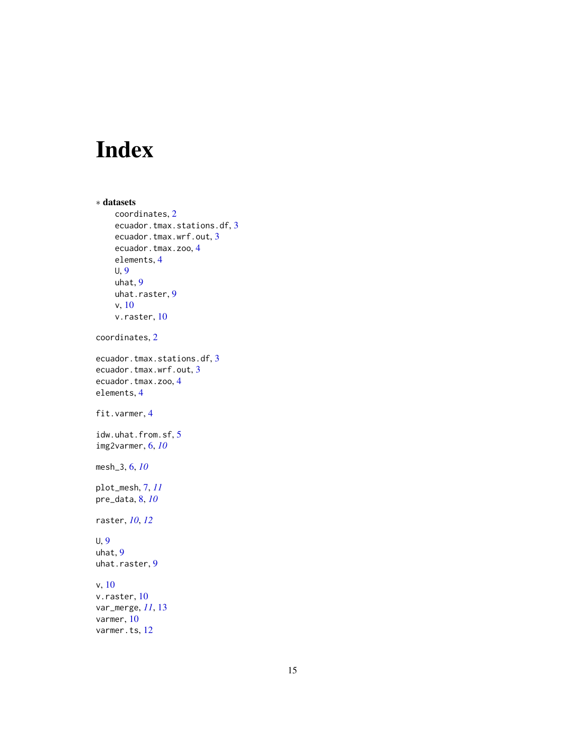# Index

∗ **datasets**
    coordinates, 2
    ecuador.tmax.stations.df, 3
    ecuador.tmax.wrf.out, 3
    ecuador.tmax.zoo, 4
    elements, 4
    U, 9
    uhat, 9
    uhat.raster, 9
    v, 10
    v.raster, 10

coordinates, 2

ecuador.tmax.stations.df, 3
ecuador.tmax.wrf.out, 3
ecuador.tmax.zoo, 4
elements, 4

fit.varmer, 4

idw.uhat.from.sf, 5
img2varmer, 6, *10*

mesh_3, 6, *10*

plot_mesh, 7, *11*
pre_data, 8, *10*

raster, *10*, *12*

U, 9
uhat, 9
uhat.raster, 9

v, 10
v.raster, 10
var_merge, *11*, 13
varmer, 10
varmer.ts, 12